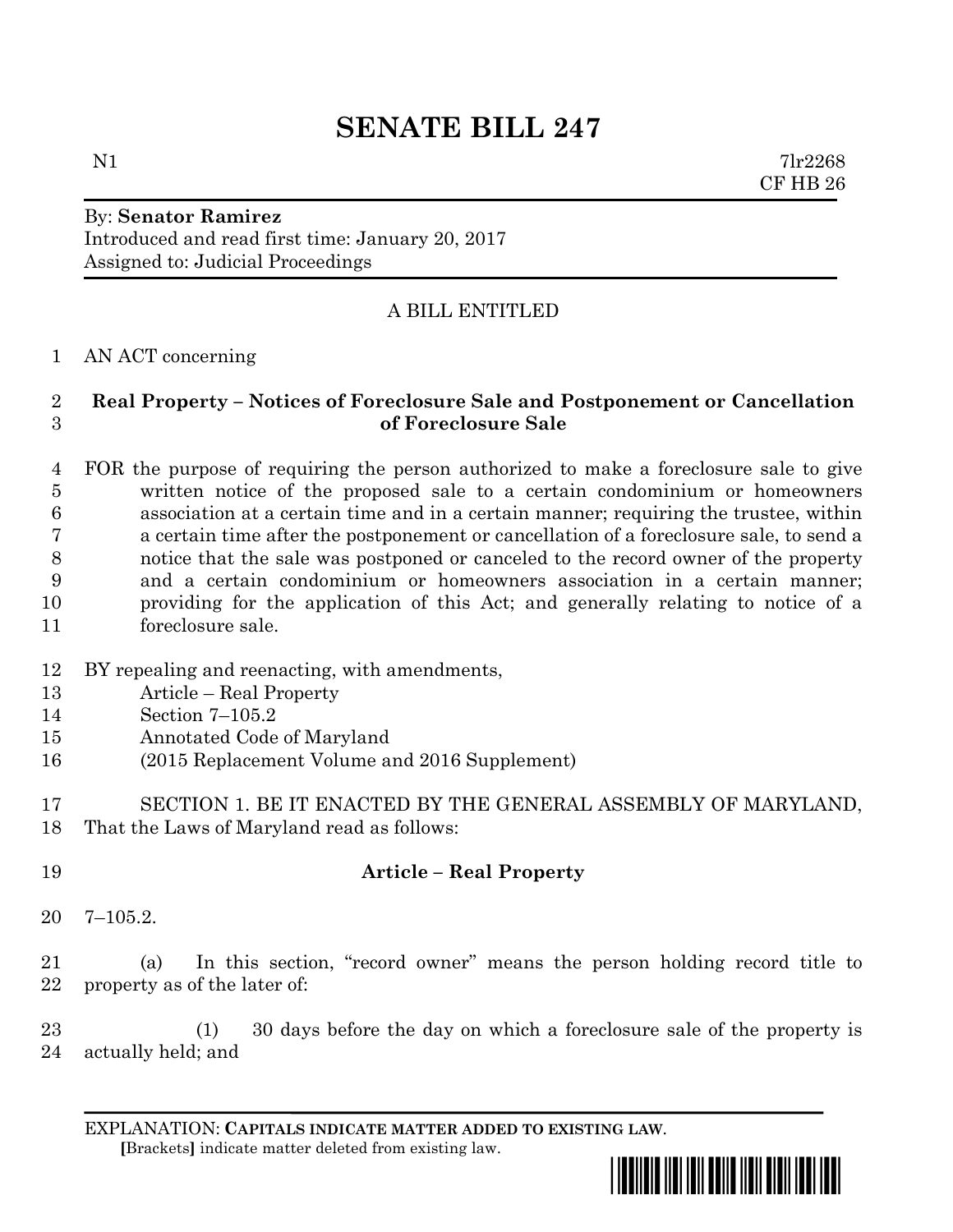# SENATE BILL 247

N1 7lr2268
CF HB 26

By: **Senator Ramirez**
Introduced and read first time: January 20, 2017
Assigned to: Judicial Proceedings

A BILL ENTITLED

1 AN ACT concerning

2 **Real Property – Notices of Foreclosure Sale and Postponement or Cancellation**
3 **of Foreclosure Sale**

4 FOR the purpose of requiring the person authorized to make a foreclosure sale to give
5 written notice of the proposed sale to a certain condominium or homeowners
6 association at a certain time and in a certain manner; requiring the trustee, within
7 a certain time after the postponement or cancellation of a foreclosure sale, to send a
8 notice that the sale was postponed or canceled to the record owner of the property
9 and a certain condominium or homeowners association in a certain manner;
10 providing for the application of this Act; and generally relating to notice of a
11 foreclosure sale.

12 BY repealing and reenacting, with amendments,
13 Article – Real Property
14 Section 7–105.2
15 Annotated Code of Maryland
16 (2015 Replacement Volume and 2016 Supplement)

17 SECTION 1. BE IT ENACTED BY THE GENERAL ASSEMBLY OF MARYLAND,
18 That the Laws of Maryland read as follows:

19 **Article – Real Property**

20 7–105.2.

21 (a) In this section, "record owner" means the person holding record title to
22 property as of the later of:

23 (1) 30 days before the day on which a foreclosure sale of the property is
24 actually held; and

EXPLANATION: **CAPITALS INDICATE MATTER ADDED TO EXISTING LAW**.
[Brackets] indicate matter deleted from existing law.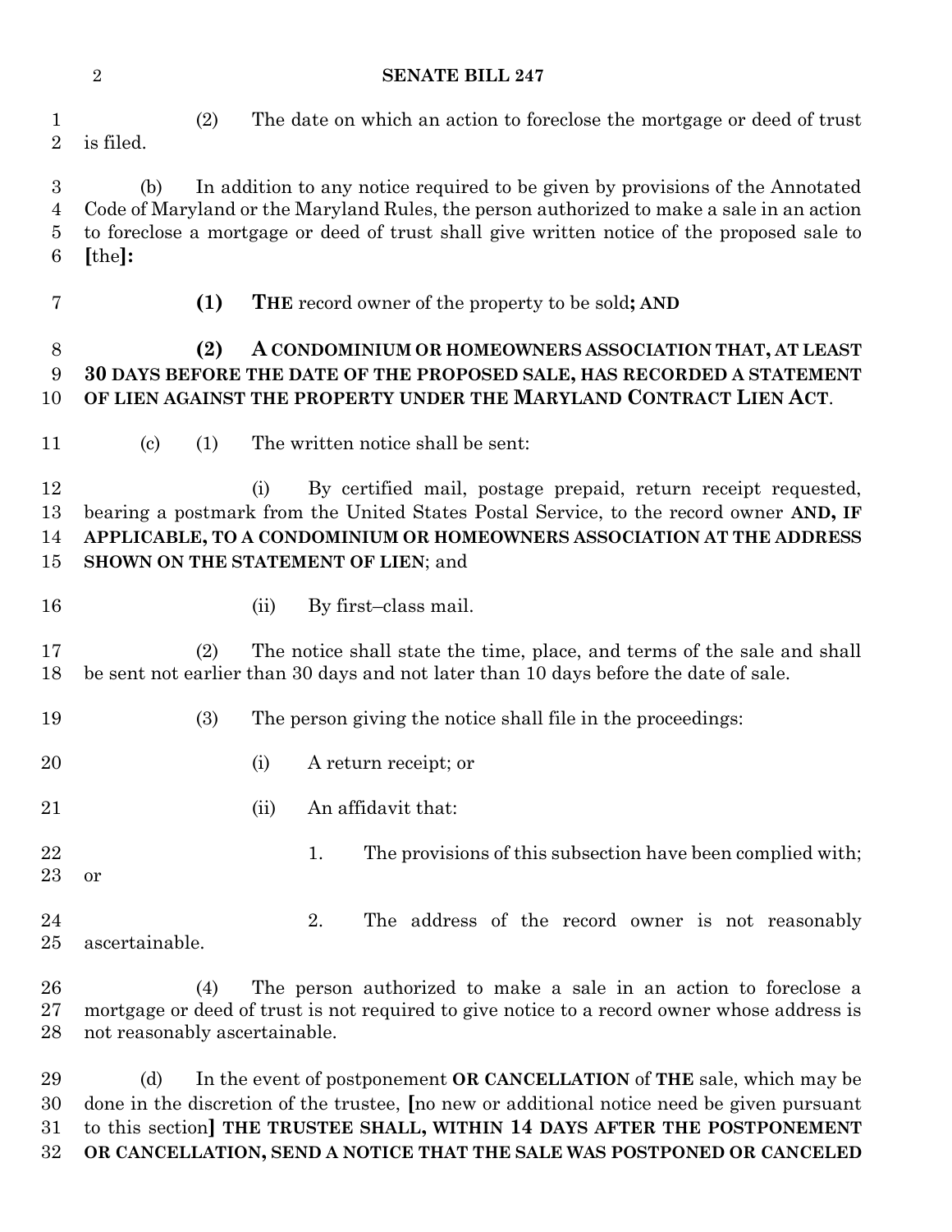(2) The date on which an action to foreclose the mortgage or deed of trust is filed.

(b) In addition to any notice required to be given by provisions of the Annotated Code of Maryland or the Maryland Rules, the person authorized to make a sale in an action to foreclose a mortgage or deed of trust shall give written notice of the proposed sale to [the]:

**(1)** **THE** record owner of the property to be sold**; AND**

**(2)** **A CONDOMINIUM OR HOMEOWNERS ASSOCIATION THAT, AT LEAST 30 DAYS BEFORE THE DATE OF THE PROPOSED SALE, HAS RECORDED A STATEMENT OF LIEN AGAINST THE PROPERTY UNDER THE MARYLAND CONTRACT LIEN ACT**.

(c) (1) The written notice shall be sent:

(i) By certified mail, postage prepaid, return receipt requested, bearing a postmark from the United States Postal Service, to the record owner **AND, IF APPLICABLE, TO A CONDOMINIUM OR HOMEOWNERS ASSOCIATION AT THE ADDRESS SHOWN ON THE STATEMENT OF LIEN**; and

(ii) By first–class mail.

(2) The notice shall state the time, place, and terms of the sale and shall be sent not earlier than 30 days and not later than 10 days before the date of sale.

(3) The person giving the notice shall file in the proceedings:

(i) A return receipt; or

(ii) An affidavit that:

1. The provisions of this subsection have been complied with; or

2. The address of the record owner is not reasonably ascertainable.

(4) The person authorized to make a sale in an action to foreclose a mortgage or deed of trust is not required to give notice to a record owner whose address is not reasonably ascertainable.

(d) In the event of postponement **OR CANCELLATION** of **THE** sale, which may be done in the discretion of the trustee, [no new or additional notice need be given pursuant to this section] **THE TRUSTEE SHALL, WITHIN 14 DAYS AFTER THE POSTPONEMENT OR CANCELLATION, SEND A NOTICE THAT THE SALE WAS POSTPONED OR CANCELED**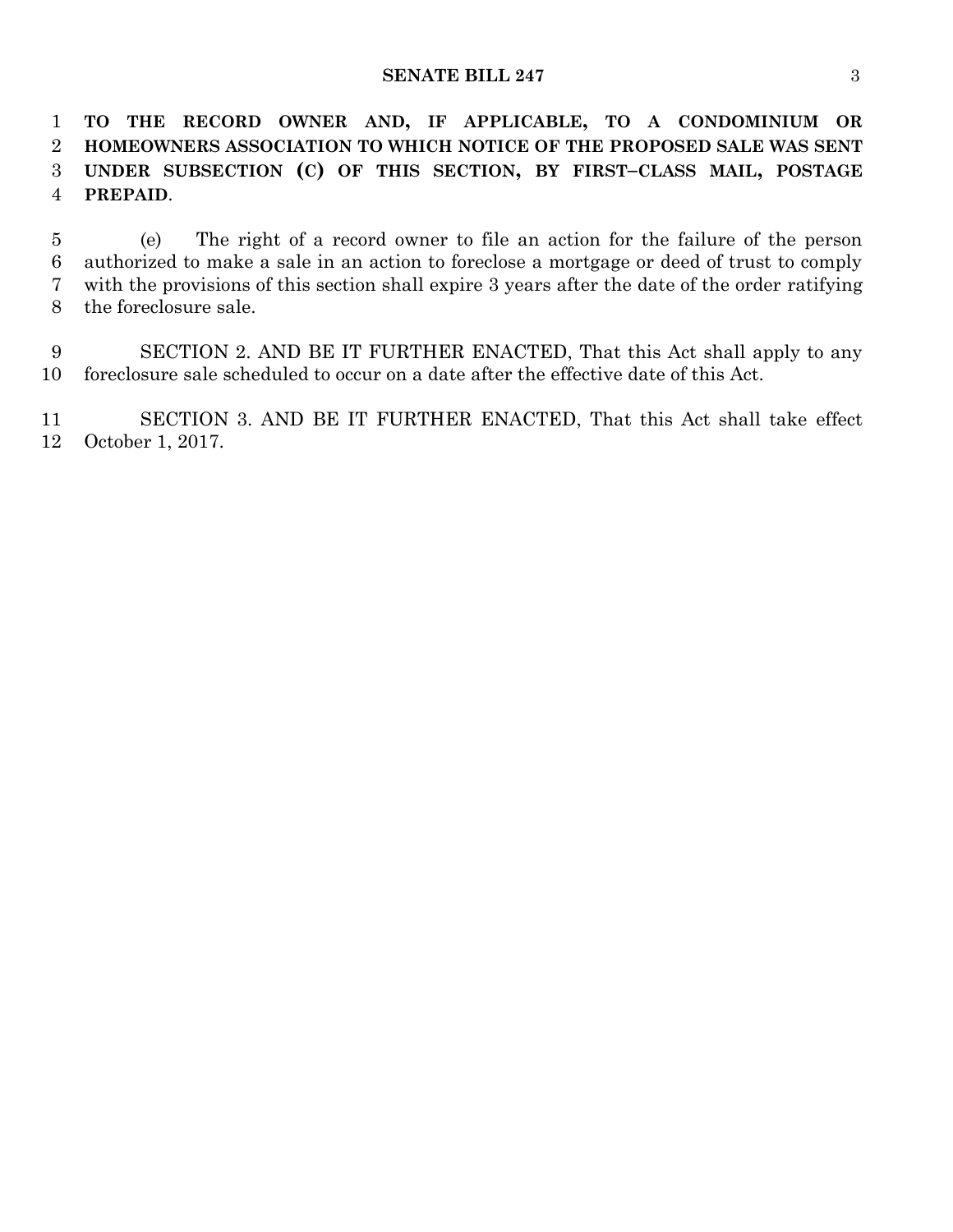**TO THE RECORD OWNER AND, IF APPLICABLE, TO A CONDOMINIUM OR HOMEOWNERS ASSOCIATION TO WHICH NOTICE OF THE PROPOSED SALE WAS SENT UNDER SUBSECTION (C) OF THIS SECTION, BY FIRST–CLASS MAIL, POSTAGE PREPAID**.

(e) The right of a record owner to file an action for the failure of the person authorized to make a sale in an action to foreclose a mortgage or deed of trust to comply with the provisions of this section shall expire 3 years after the date of the order ratifying the foreclosure sale.

SECTION 2. AND BE IT FURTHER ENACTED, That this Act shall apply to any foreclosure sale scheduled to occur on a date after the effective date of this Act.

SECTION 3. AND BE IT FURTHER ENACTED, That this Act shall take effect October 1, 2017.